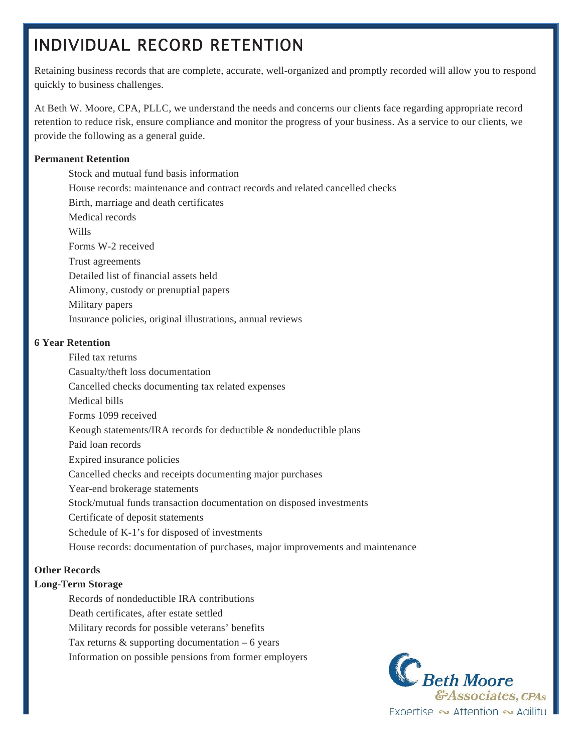# INDIVIDUAL RECORD RETENTION

Retaining business records that are complete, accurate, well-organized and promptly recorded will allow you to respond quickly to business challenges.

At Beth W. Moore, CPA, PLLC, we understand the needs and concerns our clients face regarding appropriate record retention to reduce risk, ensure compliance and monitor the progress of your business. As a service to our clients, we provide the following as a general guide.

**Permanent Retention**

- Stock and mutual fund basis information
- House records: maintenance and contract records and related cancelled checks
- Birth, marriage and death certificates
- Medical records
- Wills
- Forms W-2 received
- Trust agreements
- Detailed list of financial assets held
- Alimony, custody or prenuptial papers
- Military papers
- Insurance policies, original illustrations, annual reviews

**6 Year Retention**

- Filed tax returns
- Casualty/theft loss documentation
- Cancelled checks documenting tax related expenses
- Medical bills
- Forms 1099 received
- Keough statements/IRA records for deductible & nondeductible plans
- Paid loan records
- Expired insurance policies
- Cancelled checks and receipts documenting major purchases
- Year-end brokerage statements
- Stock/mutual funds transaction documentation on disposed investments
- Certificate of deposit statements
- Schedule of K-1's for disposed of investments
- House records: documentation of purchases, major improvements and maintenance

**Other Records**

**Long-Term Storage**

- Records of nondeductible IRA contributions
- Death certificates, after estate settled
- Military records for possible veterans' benefits
- Tax returns & supporting documentation – 6 years
- Information on possible pensions from former employers

Beth Moore & Associates, CPAs
Expertise ~ Attention ~ Agility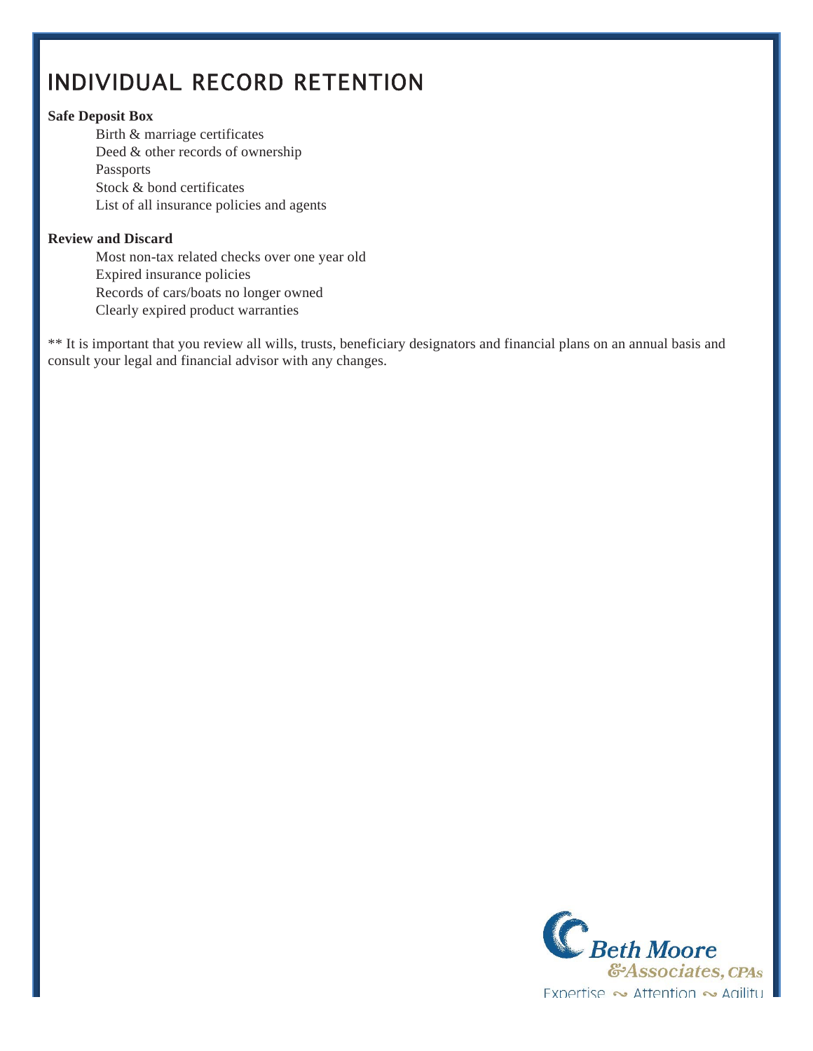# INDIVIDUAL RECORD RETENTION

**Safe Deposit Box**

- Birth & marriage certificates
- Deed & other records of ownership
- Passports
- Stock & bond certificates
- List of all insurance policies and agents

**Review and Discard**

- Most non-tax related checks over one year old
- Expired insurance policies
- Records of cars/boats no longer owned
- Clearly expired product warranties

** It is important that you review all wills, trusts, beneficiary designators and financial plans on an annual basis and consult your legal and financial advisor with any changes.

Beth Moore & Associates, CPAs
Expertise ~ Attention ~ Agility